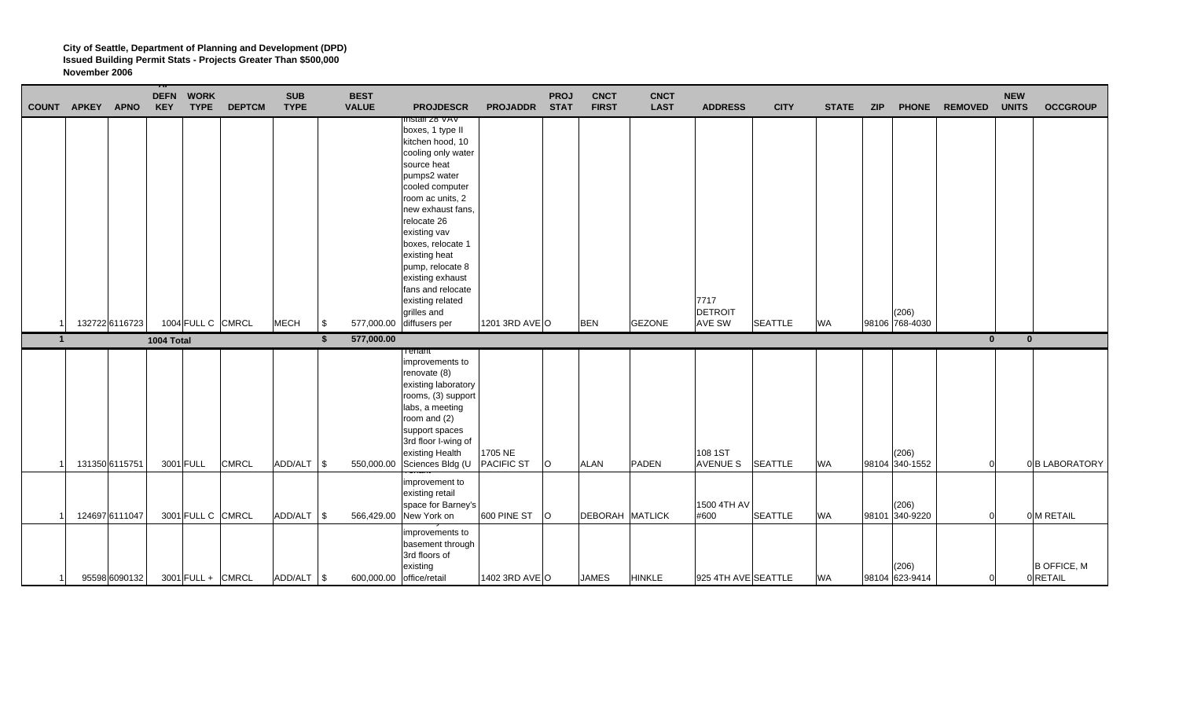**City of Seattle, Department of Planning and Development (DPD)**
**Issued Building Permit Stats - Projects Greater Than $500,000**
**November 2006**

| COUNT | APKEY | APNO | DEFN KEY | WORK TYPE | DEPTCM | SUB TYPE | BEST VALUE | PROJDESCR | PROJADDR | PROJ STAT | CNCT FIRST | CNCT LAST | ADDRESS | CITY | STATE | ZIP | PHONE | REMOVED | NEW UNITS | OCCGROUP |
|---|---|---|---|---|---|---|---|---|---|---|---|---|---|---|---|---|---|---|---|---|
| 1 | 132722 | 6116723 | 1004 | FULL C | CMRCL | MECH | $ 577,000.00 | install 28 VAV boxes, 1 type II kitchen hood, 10 cooling only water source heat pumps2 water cooled computer room ac units, 2 new exhaust fans, relocate 26 existing vav boxes, relocate 1 existing heat pump, relocate 8 existing exhaust fans and relocate existing related grilles and diffusers per | 1201 3RD AVE | O | BEN | GEZONE | 7717 DETROIT AVE SW | SEATTLE | WA | 98106 | (206) 768-4030 | | | |
| **1** | | | **1004 Total** | | | | **$ 577,000.00** | | | | | | | | | | | **0** | **0** | |
| 1 | 131350 | 6115751 | 3001 | FULL | CMRCL | ADD/ALT | $ 550,000.00 | Tenant improvements to renovate (8) existing laboratory rooms, (3) support labs, a meeting room and (2) support spaces 3rd floor I-wing of existing Health Sciences Bldg (U | 1705 NE PACIFIC ST | O | ALAN | PADEN | 108 1ST AVENUE S | SEATTLE | WA | 98104 | (206) 340-1552 | 0 | 0 | B LABORATORY |
| 1 | 124697 | 6111047 | 3001 | FULL C | CMRCL | ADD/ALT | $ 566,429.00 | improvement to existing retail space for Barney's New York on | 600 PINE ST | O | DEBORAH | MATLICK | 1500 4TH AV #600 | SEATTLE | WA | 98101 | (206) 340-9220 | 0 | 0 | M RETAIL |
| 1 | 95598 | 6090132 | 3001 | FULL + | CMRCL | ADD/ALT | $ 600,000.00 | improvements to basement through 3rd floors of existing office/retail | 1402 3RD AVE | O | JAMES | HINKLE | 925 4TH AVE | SEATTLE | WA | 98104 | (206) 623-9414 | 0 | 0 | B OFFICE, M RETAIL |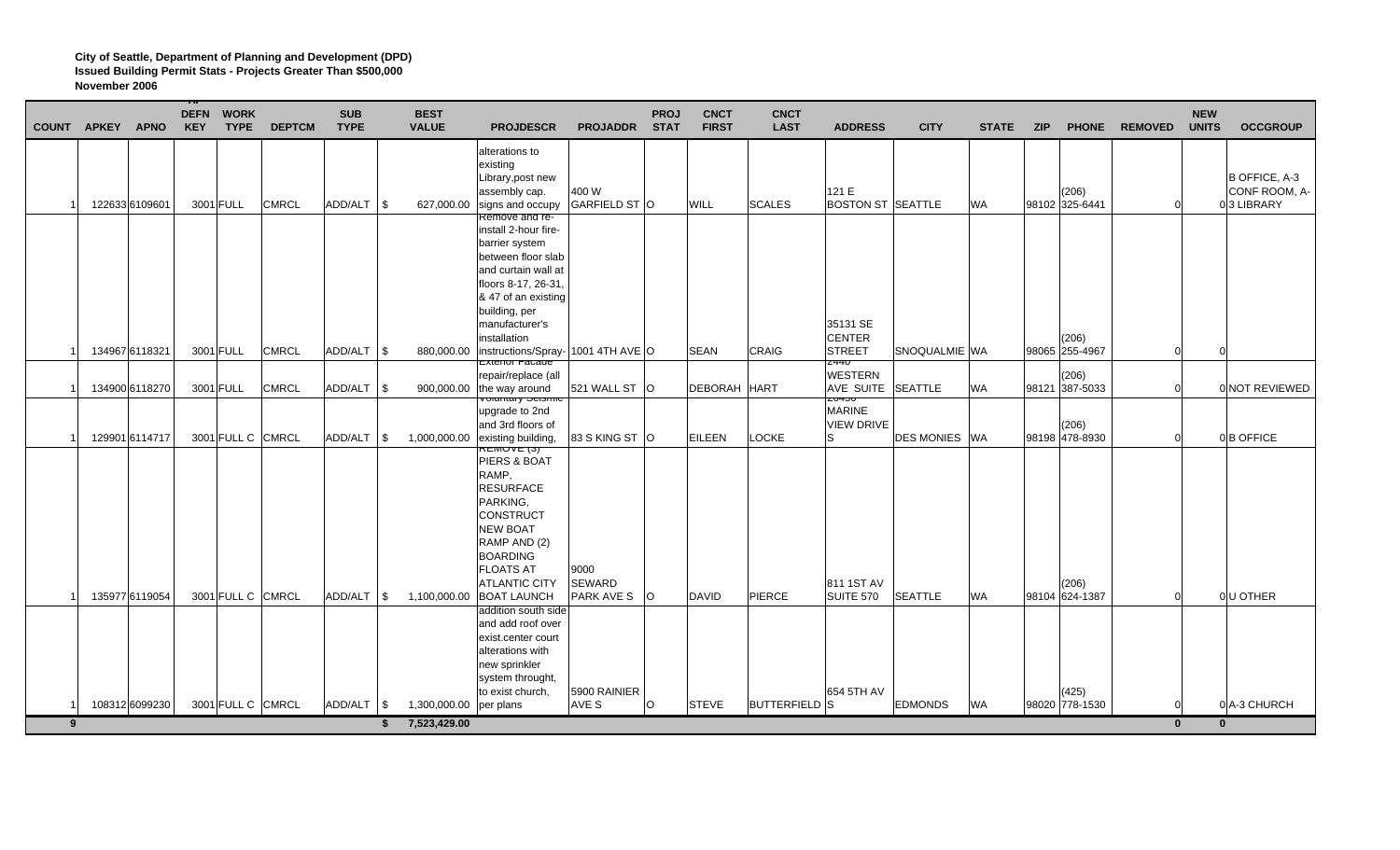**City of Seattle, Department of Planning and Development (DPD)**
**Issued Building Permit Stats - Projects Greater Than $500,000**
**November 2006**

| COUNT | APKEY | APNO | DEFN KEY | WORK TYPE | DEPTCM | SUB TYPE | BEST VALUE | PROJDESCR | PROJADDR | PROJ STAT | CNCT FIRST | CNCT LAST | ADDRESS | CITY | STATE | ZIP | PHONE | REMOVED | NEW UNITS | OCCGROUP |
|---|---|---|---|---|---|---|---|---|---|---|---|---|---|---|---|---|---|---|---|---|
| 1 | 122633 | 6109601 | 3001 | FULL | CMRCL | ADD/ALT | $ 627,000.00 | alterations to existing Library,post new assembly cap. signs and occupy | 400 W GARFIELD ST | O | WILL | SCALES | 121 E BOSTON ST | SEATTLE | WA | 98102 | (206) 325-6441 | 0 | 0 | B OFFICE, A-3 CONF ROOM, A-3 LIBRARY |
| 1 | 134967 | 6118321 | 3001 | FULL | CMRCL | ADD/ALT | $ 880,000.00 | Remove and re-install 2-hour fire-barrier system between floor slab and curtain wall at floors 8-17, 26-31, & 47 of an existing building, per manufacturer's installation instructions/Spray- | 1001 4TH AVE | O | SEAN | CRAIG | 35131 SE CENTER STREET | SNOQUALMIE | WA | 98065 | (206) 255-4967 | 0 | 0 | |
| 1 | 134900 | 6118270 | 3001 | FULL | CMRCL | ADD/ALT | $ 900,000.00 | Exterior Facade repair/replace (all the way around | 521 WALL ST | O | DEBORAH | HART | 2440 WESTERN AVE SUITE | SEATTLE | WA | 98121 | (206) 387-5033 | 0 | 0 | NOT REVIEWED |
| 1 | 129901 | 6114717 | 3001 | FULL C | CMRCL | ADD/ALT | $ 1,000,000.00 | Voluntary Seismic upgrade to 2nd and 3rd floors of existing building, | 83 S KING ST | O | EILEEN | LOCKE | 26430 MARINE VIEW DRIVE S | DES MONIES | WA | 98198 | (206) 478-8930 | 0 | 0 | B OFFICE |
| 1 | 135977 | 6119054 | 3001 | FULL C | CMRCL | ADD/ALT | $ 1,100,000.00 | REMOVE (3) PIERS & BOAT RAMP, RESURFACE PARKING, CONSTRUCT NEW BOAT RAMP AND (2) BOARDING FLOATS AT ATLANTIC CITY BOAT LAUNCH | 9000 SEWARD PARK AVE S | O | DAVID | PIERCE | 811 1ST AV SUITE 570 | SEATTLE | WA | 98104 | (206) 624-1387 | 0 | 0 | U OTHER |
| 1 | 108312 | 6099230 | 3001 | FULL C | CMRCL | ADD/ALT | $ 1,300,000.00 | addition south side and add roof over exist.center court alterations with new sprinkler system throught, to exist church, per plans | 5900 RAINIER AVE S | O | STEVE | BUTTERFIELD | 654 5TH AV S | EDMONDS | WA | 98020 | (425) 778-1530 | 0 | 0 | A-3 CHURCH |
| **9** | | | | | | | **$ 7,523,429.00** | | | | | | | | | | | **0** | **0** | |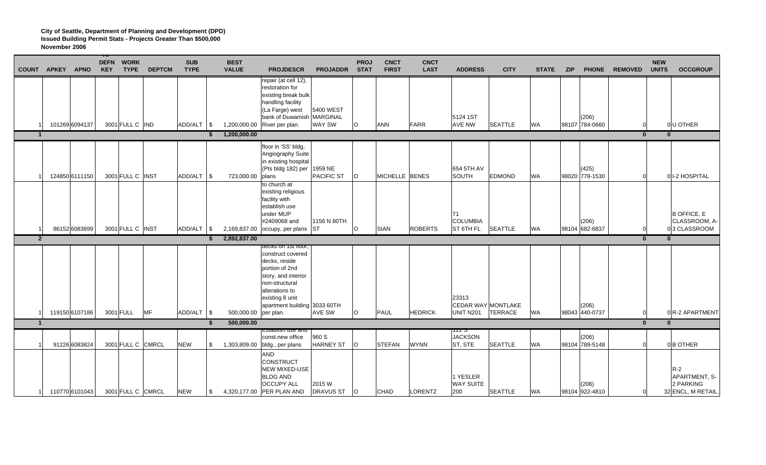**City of Seattle, Department of Planning and Development (DPD)**
**Issued Building Permit Stats - Projects Greater Than $500,000**
**November 2006**

| COUNT | APKEY | APNO | DEFN KEY | WORK TYPE | DEPTCM | SUB TYPE | BEST VALUE | PROJDESCR | PROJADDR | PROJ STAT | CNCT FIRST | CNCT LAST | ADDRESS | CITY | STATE | ZIP | PHONE | REMOVED | NEW UNITS | OCCGROUP |
|---|---|---|---|---|---|---|---|---|---|---|---|---|---|---|---|---|---|---|---|---|
| 1 | 101269 | 6094137 | 3001 | FULL C | IND | ADD/ALT | $ 1,200,000.00 | repair (at cell 12), restoration for existing break bulk handling facility (La Farge) west bank of Duwamish River per plan. | 5400 WEST MARGINAL WAY SW | O | ANN | FARR | 5124 1ST AVE NW | SEATTLE | WA | 98107 | (206) 784-0660 | 0 | 0 | U OTHER |
| **1** | | | | | | | **$ 1,200,000.00** | | | | | | | | | | | **0** | **0** | |
| 1 | 124850 | 6111150 | 3001 | FULL C | INST | ADD/ALT | $ 723,000.00 | floor in 'SS' bldg, Angiography Suite in existing hospital (Pts bldg 182) per plans | 1959 NE PACIFIC ST | O | MICHELLE | BENES | 654 5TH AV SOUTH | EDMOND | WA | 98020 | (425) 778-1530 | 0 | 0 | I-2 HOSPITAL |
| 1 | 86152 | 6083699 | 3001 | FULL C | INST | ADD/ALT | $ 2,169,837.00 | to church at existing religious facility with establish use under MUP #2409068 and occupy, per plans | 1156 N 80TH ST | O | SIAN | ROBERTS | 71 COLUMBIA ST 6TH FL | SEATTLE | WA | 98104 | (206) 682-6837 | 0 | 0 | B OFFICE, E CLASSROOM, A-3 CLASSROOM |
| **2** | | | | | | | **$ 2,892,837.00** | | | | | | | | | | | **0** | **0** | |
| 1 | 119150 | 6107186 | 3001 | FULL | MF | ADD/ALT | $ 500,000.00 | decks on 1st floor, construct covered decks, reside portion of 2nd story, and interior non-structural alterations to existing 8 unit apartment building per plan. | 3033 60TH AVE SW | O | PAUL | HEDRICK | 23313 CEDAR WAY UNIT N201 | MONTLAKE TERRACE | WA | 98043 | (206) 440-0737 | 0 | 0 | R-2 APARTMENT |
| **1** | | | | | | | **$ 500,000.00** | | | | | | | | | | | **0** | **0** | |
| 1 | 91226 | 6083824 | 3001 | FULL C | CMRCL | NEW | $ 1,303,809.00 | Establish use and const.new office bldg., per plans | 960 S HARNEY ST | O | STEFAN | WYNN | 122 S JACKSON ST, STE | SEATTLE | WA | 98104 | (206) 789-5148 | 0 | 0 | B OTHER |
| 1 | 110770 | 6101043 | 3001 | FULL C | CMRCL | NEW | $ 4,320,177.00 | AND CONSTRUCT NEW MIXED-USE BLDG AND OCCUPY ALL PER PLAN AND | 2015 W DRAVUS ST | O | CHAD | LORENTZ | 1 YESLER WAY SUITE 200 | SEATTLE | WA | 98104 | (206) 922-4810 | 0 | 32 | R-2 APARTMENT, S-2 PARKING ENCL, M RETAIL, |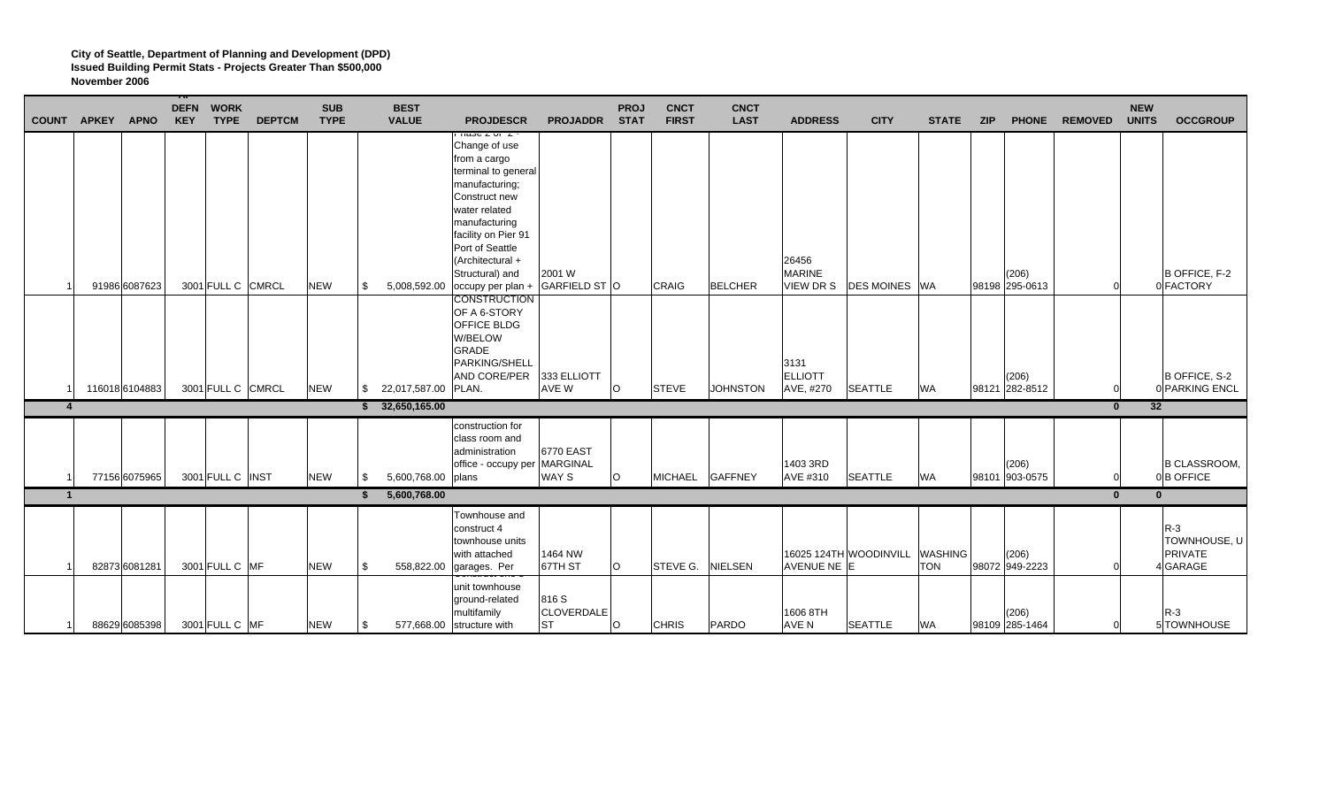**City of Seattle, Department of Planning and Development (DPD)**
**Issued Building Permit Stats - Projects Greater Than $500,000**
**November 2006**

| COUNT | APKEY | APNO | DEFN KEY | WORK TYPE | DEPTCM | SUB TYPE | BEST VALUE | PROJDESCR | PROJADDR | PROJ STAT | CNCT FIRST | CNCT LAST | ADDRESS | CITY | STATE | ZIP | PHONE | REMOVED | NEW UNITS | OCCGROUP |
|---|---|---|---|---|---|---|---|---|---|---|---|---|---|---|---|---|---|---|---|---|
| 1 | 91986 | 6087623 | 3001 | FULL C | CMRCL | NEW | $ 5,008,592.00 | Phase 2 of 2 - Change of use from a cargo terminal to general manufacturing; Construct new water related manufacturing facility on Pier 91 Port of Seattle (Architectural + Structural) and occupy per plan + | 2001 W GARFIELD ST | O | CRAIG | BELCHER | 26456 MARINE VIEW DR S | DES MOINES | WA | 98198 | (206) 295-0613 | 0 | 0 | B OFFICE, F-2 FACTORY |
| 1 | 116018 | 6104883 | 3001 | FULL C | CMRCL | NEW | $ 22,017,587.00 | CONSTRUCTION OF A 6-STORY OFFICE BLDG W/BELOW GRADE PARKING/SHELL AND CORE/PER PLAN. | 333 ELLIOTT AVE W | O | STEVE | JOHNSTON | 3131 ELLIOTT AVE, #270 | SEATTLE | WA | 98121 | (206) 282-8512 | 0 | 0 | B OFFICE, S-2 PARKING ENCL |
| **4** | | | | | | | **$ 32,650,165.00** | | | | | | | | | | | **0** | **32** | |
| 1 | 77156 | 6075965 | 3001 | FULL C | INST | NEW | $ 5,600,768.00 | construction for class room and administration office - occupy per plans | 6770 EAST MARGINAL WAY S | O | MICHAEL | GAFFNEY | 1403 3RD AVE #310 | SEATTLE | WA | 98101 | (206) 903-0575 | 0 | 0 | B CLASSROOM, B OFFICE |
| **1** | | | | | | | **$ 5,600,768.00** | | | | | | | | | | | **0** | **0** | |
| 1 | 82873 | 6081281 | 3001 | FULL C | MF | NEW | $ 558,822.00 | Townhouse and construct 4 townhouse units with attached garages. Per | 1464 NW 67TH ST | O | STEVE G. | NIELSEN | 16025 124TH AVENUE NE | WOODINVILLE | WASHINGTON | 98072 | (206) 949-2223 | 0 | 4 | R-3 TOWNHOUSE, U PRIVATE GARAGE |
| 1 | 88629 | 6085398 | 3001 | FULL C | MF | NEW | $ 577,668.00 | unit townhouse ground-related multifamily structure with | 816 S CLOVERDALE ST | O | CHRIS | PARDO | 1606 8TH AVE N | SEATTLE | WA | 98109 | (206) 285-1464 | 0 | 5 | R-3 TOWNHOUSE |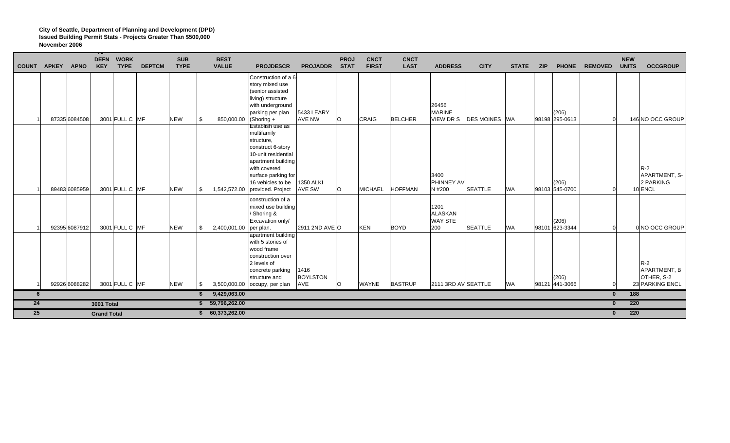**City of Seattle, Department of Planning and Development (DPD)**
**Issued Building Permit Stats - Projects Greater Than $500,000**
**November 2006**

| COUNT | APKEY | APNO | DEFN KEY | WORK TYPE | DEPTCM | SUB TYPE | BEST VALUE | PROJDESCR | PROJADDR | PROJ STAT | CNCT FIRST | CNCT LAST | ADDRESS | CITY | STATE | ZIP | PHONE | REMOVED | NEW UNITS | OCCGROUP |
|---|---|---|---|---|---|---|---|---|---|---|---|---|---|---|---|---|---|---|---|---|
| 1 | 87335 | 6084508 | 3001 | FULL C | MF | NEW | $ 850,000.00 | Construction of a 6-story mixed use (senior assisted living) structure with underground parking per plan (Shoring + | 5433 LEARY AVE NW | O | CRAIG | BELCHER | 26456 MARINE VIEW DR S | DES MOINES | WA | 98198 | (206) 295-0613 | 0 | 146 | NO OCC GROUP |
| 1 | 89483 | 6085959 | 3001 | FULL C | MF | NEW | $ 1,542,572.00 | Establish use as multifamily structure, construct 6-story 10-unit residential apartment building with covered surface parking for 16 vehicles to be provided. Project | 1350 ALKI AVE SW | O | MICHAEL | HOFFMAN | 3400 PHINNEY AV N #200 | SEATTLE | WA | 98103 | (206) 545-0700 | 0 | 10 | R-2 APARTMENT, S-2 PARKING ENCL |
| 1 | 92395 | 6087912 | 3001 | FULL C | MF | NEW | $ 2,400,001.00 | construction of a mixed use building / Shoring & Excavation only/ per plan. | 2911 2ND AVE | O | KEN | BOYD | 1201 ALASKAN WAY STE 200 | SEATTLE | WA | 98101 | (206) 623-3344 | 0 | 0 | NO OCC GROUP |
| 1 | 92926 | 6088282 | 3001 | FULL C | MF | NEW | $ 3,500,000.00 | apartment building with 5 stories of wood frame construction over 2 levels of concrete parking structure and occupy, per plan | 1416 BOYLSTON AVE | O | WAYNE | BASTRUP | 2111 3RD AV | SEATTLE | WA | 98121 | (206) 441-3066 | 0 | 23 | R-2 APARTMENT, B OTHER, S-2 PARKING ENCL |
| **6** | | | | | | | **$ 9,429,063.00** | | | | | | | | | | | **0** | **188** | |
| **24** | | | **3001 Total** | | | | **$ 59,796,262.00** | | | | | | | | | | | **0** | **220** | |
| **25** | | | **Grand Total** | | | | **$ 60,373,262.00** | | | | | | | | | | | **0** | **220** | |